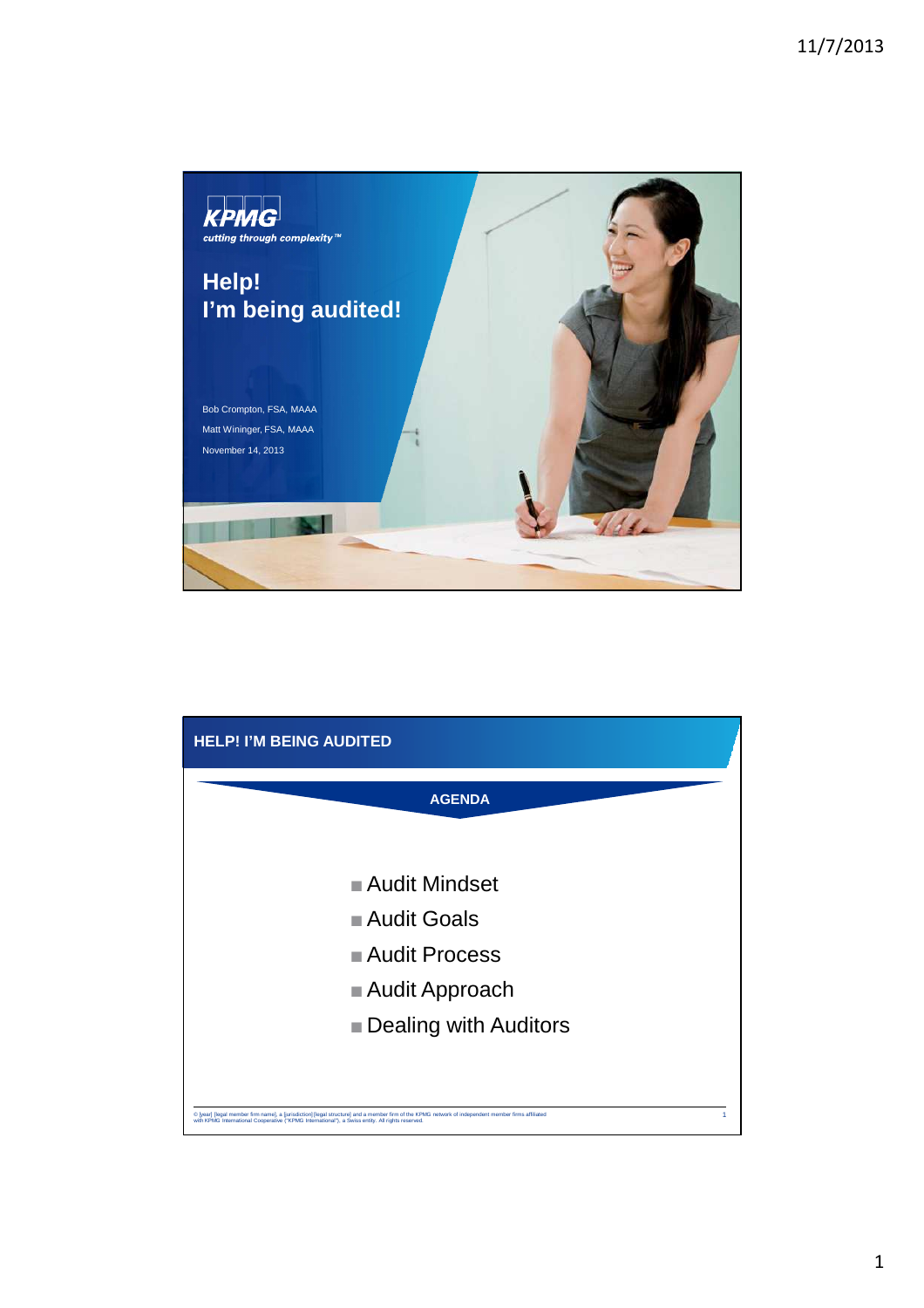# Help!
# I'm being audited!

Bob Crompton, FSA, MAAA

Matt Wininger, FSA, MAAA

November 14, 2013

## HELP! I'M BEING AUDITED

### AGENDA

- Audit Mindset
- Audit Goals
- Audit Process
- Audit Approach
- Dealing with Auditors

© [year] [legal member firm name], a [jurisdiction] [legal structure] and a member firm of the KPMG network of independent member firms affiliated with KPMG International Cooperative ("KPMG International"), a Swiss entity. All rights reserved.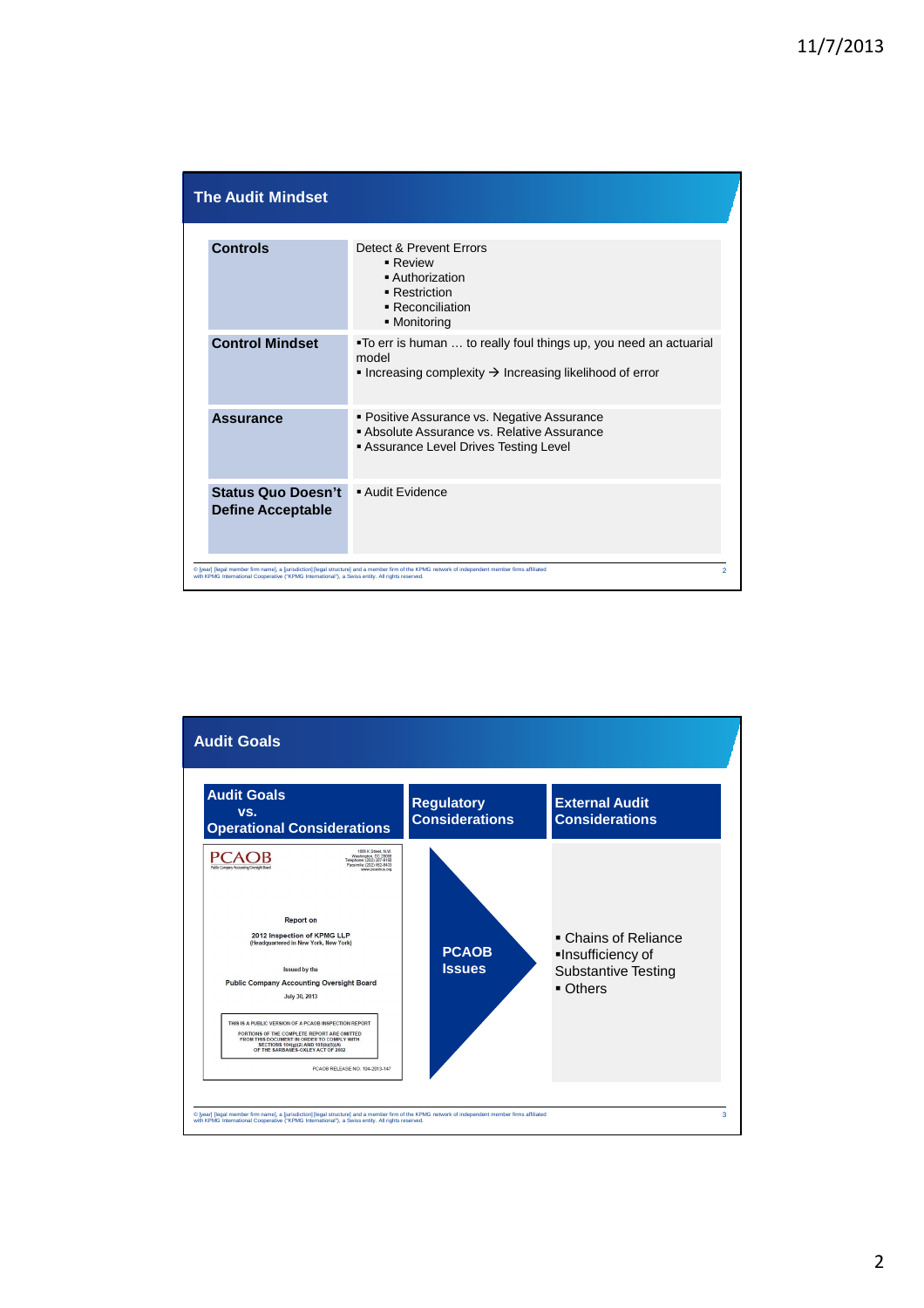## The Audit Mindset

| | |
|---|---|
| **Controls** | Detect & Prevent Errors<br>▪ Review<br>▪ Authorization<br>▪ Restriction<br>▪ Reconciliation<br>▪ Monitoring |
| **Control Mindset** | ▪To err is human … to really foul things up, you need an actuarial model<br>▪ Increasing complexity → Increasing likelihood of error |
| **Assurance** | ▪ Positive Assurance vs. Negative Assurance<br>▪ Absolute Assurance vs. Relative Assurance<br>▪ Assurance Level Drives Testing Level |
| **Status Quo Doesn't Define Acceptable** | ▪ Audit Evidence |

© [year] [legal member firm name], a [jurisdiction] [legal structure] and a member firm of the KPMG network of independent member firms affiliated with KPMG International Cooperative ("KPMG International"), a Swiss entity. All rights reserved.

## Audit Goals

| Audit Goals vs. Operational Considerations | Regulatory Considerations | External Audit Considerations |
|---|---|---|
| PCAOB<br>Public Company Accounting Oversight Board<br>1666 K Street, N.W. Washington, DC 20006<br>Report on 2012 Inspection of KPMG LLP (Headquartered in New York, New York)<br>Issued by the Public Company Accounting Oversight Board<br>July 30, 2013<br>THIS IS A PUBLIC VERSION OF A PCAOB INSPECTION REPORT<br>PORTIONS OF THE COMPLETE REPORT ARE OMITTED FROM THIS DOCUMENT IN ORDER TO COMPLY WITH SECTIONS 104(g)(2) AND 105(b)(5)(A) OF THE SARBANES-OXLEY ACT OF 2002<br>PCAOB RELEASE NO. 104-2013-147 | PCAOB Issues | ▪ Chains of Reliance<br>▪Insufficiency of Substantive Testing<br>▪ Others |

© [year] [legal member firm name], a [jurisdiction] [legal structure] and a member firm of the KPMG network of independent member firms affiliated with KPMG International Cooperative ("KPMG International"), a Swiss entity. All rights reserved.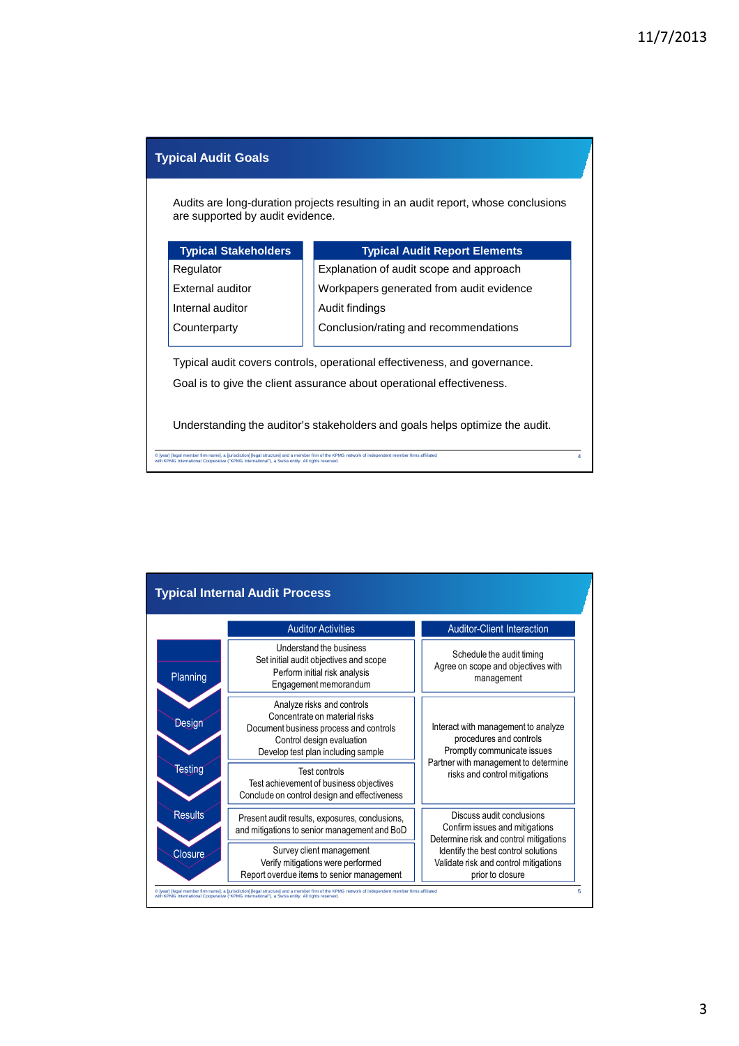## Typical Audit Goals

Audits are long-duration projects resulting in an audit report, whose conclusions are supported by audit evidence.

| Typical Stakeholders |
| --- |
| Regulator |
| External auditor |
| Internal auditor |
| Counterparty |

| Typical Audit Report Elements |
| --- |
| Explanation of audit scope and approach |
| Workpapers generated from audit evidence |
| Audit findings |
| Conclusion/rating and recommendations |

Typical audit covers controls, operational effectiveness, and governance.

Goal is to give the client assurance about operational effectiveness.

Understanding the auditor's stakeholders and goals helps optimize the audit.

© [year] [legal member firm name], a [jurisdiction] [legal structure] and a member firm of the KPMG network of independent member firms affiliated with KPMG International Cooperative ("KPMG International"), a Swiss entity. All rights reserved.

## Typical Internal Audit Process

| Phase | Auditor Activities | Auditor-Client Interaction |
| --- | --- | --- |
| Planning | Understand the business<br>Set initial audit objectives and scope<br>Perform initial risk analysis<br>Engagement memorandum | Schedule the audit timing<br>Agree on scope and objectives with management |
| Design | Analyze risks and controls<br>Concentrate on material risks<br>Document business process and controls<br>Control design evaluation<br>Develop test plan including sample | Interact with management to analyze procedures and controls<br>Promptly communicate issues<br>Partner with management to determine risks and control mitigations |
| Testing | Test controls<br>Test achievement of business objectives<br>Conclude on control design and effectiveness | |
| Results | Present audit results, exposures, conclusions, and mitigations to senior management and BoD | Discuss audit conclusions<br>Confirm issues and mitigations<br>Determine risk and control mitigations<br>Identify the best control solutions<br>Validate risk and control mitigations prior to closure |
| Closure | Survey client management<br>Verify mitigations were performed<br>Report overdue items to senior management | |

© [year] [legal member firm name], a [jurisdiction] [legal structure] and a member firm of the KPMG network of independent member firms affiliated with KPMG International Cooperative ("KPMG International"), a Swiss entity. All rights reserved.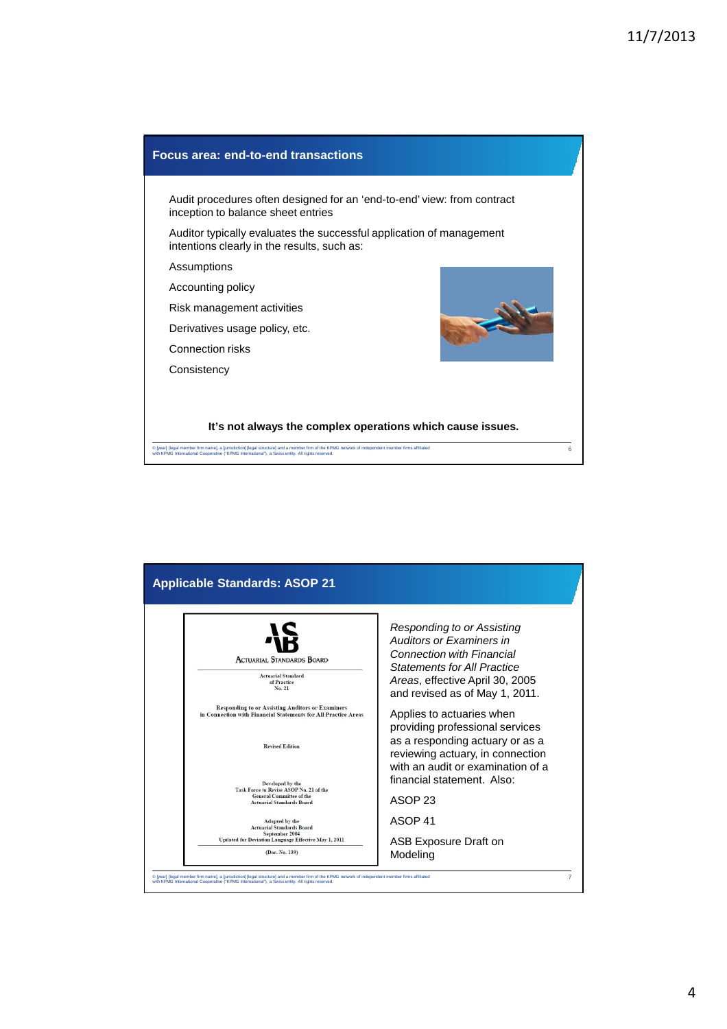## Focus area: end-to-end transactions

Audit procedures often designed for an 'end-to-end' view: from contract inception to balance sheet entries

Auditor typically evaluates the successful application of management intentions clearly in the results, such as:

Assumptions

Accounting policy

Risk management activities

Derivatives usage policy, etc.

Connection risks

Consistency

**It's not always the complex operations which cause issues.**

© [year] [legal member firm name], a [jurisdiction] [legal structure] and a member firm of the KPMG network of independent member firms affiliated with KPMG International Cooperative ("KPMG International"), a Swiss entity. All rights reserved.

## Applicable Standards: ASOP 21

ACTUARIAL STANDARDS BOARD

Actuarial Standard of Practice No. 21

Responding to or Assisting Auditors or Examiners in Connection with Financial Statements for All Practice Areas

Revised Edition

Developed by the Task Force to Revise ASOP No. 21 of the General Committee of the Actuarial Standards Board

Adopted by the Actuarial Standards Board September 2004

Updated for Deviation Language Effective May 1, 2011

(Doc. No. 139)

*Responding to or Assisting Auditors or Examiners in Connection with Financial Statements for All Practice Areas*, effective April 30, 2005 and revised as of May 1, 2011.

Applies to actuaries when providing professional services as a responding actuary or as a reviewing actuary, in connection with an audit or examination of a financial statement. Also:

ASOP 23

ASOP 41

ASB Exposure Draft on Modeling

© [year] [legal member firm name], a [jurisdiction] [legal structure] and a member firm of the KPMG network of independent member firms affiliated with KPMG International Cooperative ("KPMG International"), a Swiss entity. All rights reserved.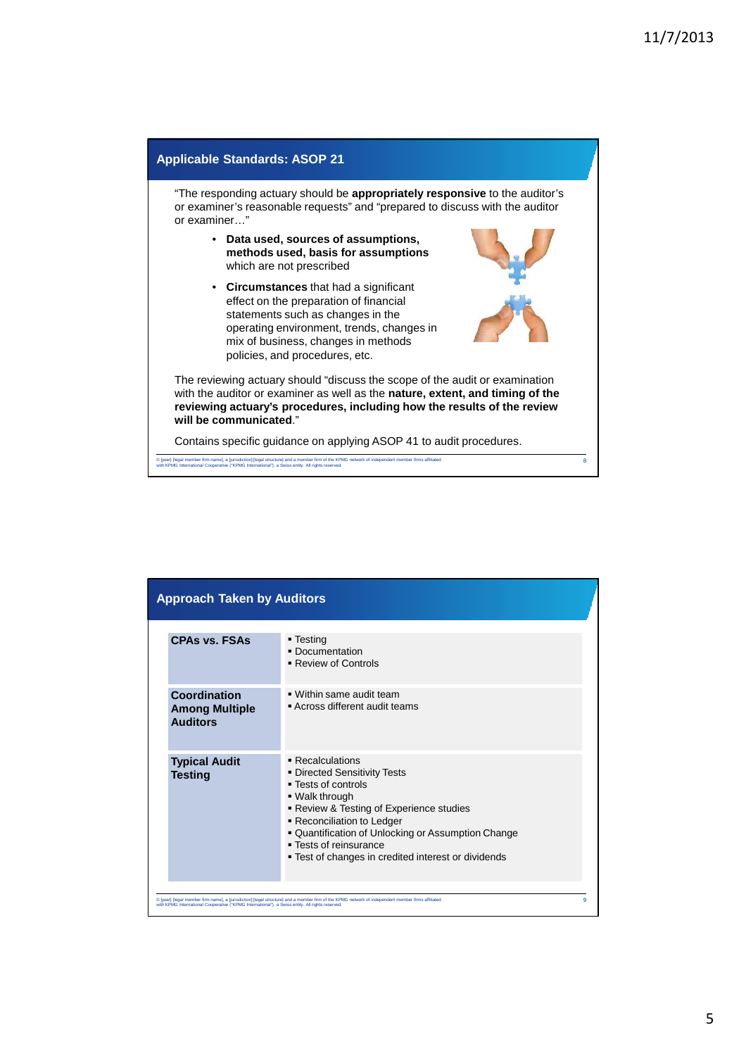## Applicable Standards: ASOP 21

"The responding actuary should be **appropriately responsive** to the auditor's or examiner's reasonable requests" and "prepared to discuss with the auditor or examiner…"

- **Data used, sources of assumptions, methods used, basis for assumptions** which are not prescribed
- **Circumstances** that had a significant effect on the preparation of financial statements such as changes in the operating environment, trends, changes in mix of business, changes in methods policies, and procedures, etc.

The reviewing actuary should "discuss the scope of the audit or examination with the auditor or examiner as well as the **nature, extent, and timing of the reviewing actuary's procedures, including how the results of the review will be communicated**."

Contains specific guidance on applying ASOP 41 to audit procedures.

© [year] [legal member firm name], a [jurisdiction] [legal structure] and a member firm of the KPMG network of independent member firms affiliated with KPMG International Cooperative ("KPMG International"), a Swiss entity. All rights reserved.

## Approach Taken by Auditors

| | |
|---|---|
| **CPAs vs. FSAs** | ▪ Testing<br>▪ Documentation<br>▪ Review of Controls |
| **Coordination Among Multiple Auditors** | ▪ Within same audit team<br>▪ Across different audit teams |
| **Typical Audit Testing** | ▪ Recalculations<br>▪ Directed Sensitivity Tests<br>▪ Tests of controls<br>▪ Walk through<br>▪ Review & Testing of Experience studies<br>▪ Reconciliation to Ledger<br>▪ Quantification of Unlocking or Assumption Change<br>▪ Tests of reinsurance<br>▪ Test of changes in credited interest or dividends |

© [year] [legal member firm name], a [jurisdiction] [legal structure] and a member firm of the KPMG network of independent member firms affiliated with KPMG International Cooperative ("KPMG International"), a Swiss entity. All rights reserved.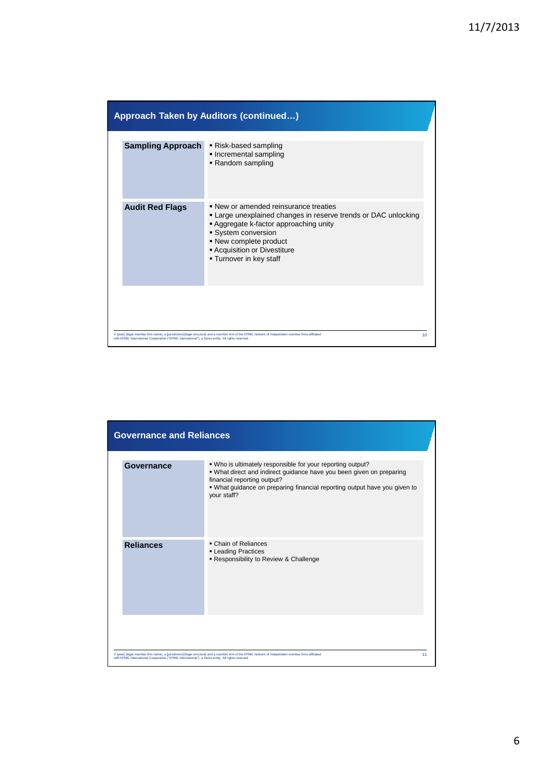## Approach Taken by Auditors (continued…)

| | |
|---|---|
| **Sampling Approach** | ▪ Risk-based sampling<br>▪ Incremental sampling<br>▪ Random sampling |
| **Audit Red Flags** | ▪ New or amended reinsurance treaties<br>▪ Large unexplained changes in reserve trends or DAC unlocking<br>▪ Aggregate k-factor approaching unity<br>▪ System conversion<br>▪ New complete product<br>▪ Acquisition or Divestiture<br>▪ Turnover in key staff |

© [year] [legal member firm name], a [jurisdiction] [legal structure] and a member firm of the KPMG network of independent member firms affiliated with KPMG International Cooperative ("KPMG International"), a Swiss entity. All rights reserved.

## Governance and Reliances

| | |
|---|---|
| **Governance** | ▪ Who is ultimately responsible for your reporting output?<br>▪ What direct and indirect guidance have you been given on preparing financial reporting output?<br>▪ What guidance on preparing financial reporting output have you given to your staff? |
| **Reliances** | ▪ Chain of Reliances<br>▪ Leading Practices<br>▪ Responsibility to Review & Challenge |

© [year] [legal member firm name], a [jurisdiction] [legal structure] and a member firm of the KPMG network of independent member firms affiliated with KPMG International Cooperative ("KPMG International"), a Swiss entity. All rights reserved.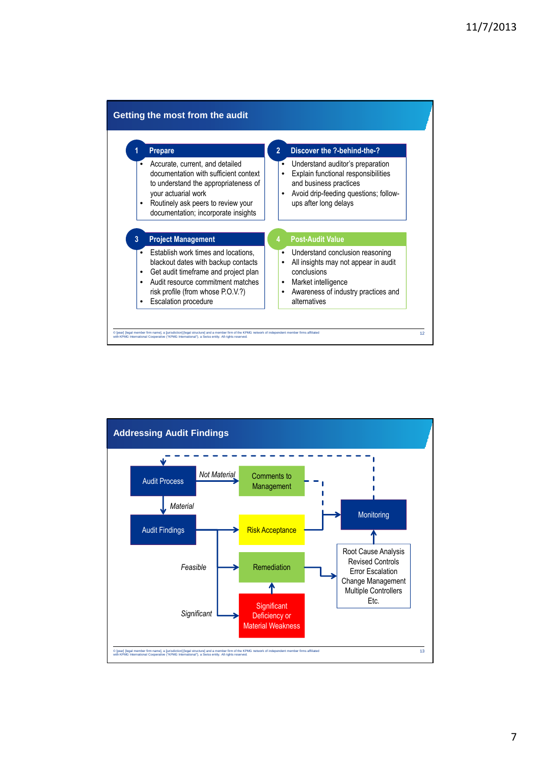## Getting the most from the audit

### 1 Prepare

- Accurate, current, and detailed documentation with sufficient context to understand the appropriateness of your actuarial work
- Routinely ask peers to review your documentation; incorporate insights

### 2 Discover the ?-behind-the-?

- Understand auditor's preparation
- Explain functional responsibilities and business practices
- Avoid drip-feeding questions; follow-ups after long delays

### 3 Project Management

- Establish work times and locations, blackout dates with backup contacts
- Get audit timeframe and project plan
- Audit resource commitment matches risk profile (from whose P.O.V.?)
- Escalation procedure

### 4 Post-Audit Value

- Understand conclusion reasoning
- All insights may not appear in audit conclusions
- Market intelligence
- Awareness of industry practices and alternatives

© [year] [legal member firm name], a [jurisdiction] [legal structure] and a member firm of the KPMG network of independent member firms affiliated with KPMG International Cooperative ("KPMG International"), a Swiss entity. All rights reserved.

## Addressing Audit Findings

- Audit Process → *Not Material* → Comments to Management → Monitoring
- Audit Process → *Material* → Audit Findings
- Audit Findings → Risk Acceptance → Monitoring
- Audit Findings → *Feasible* → Remediation → Root Cause Analysis, Revised Controls, Error Escalation, Change Management, Multiple Controllers, Etc. → Monitoring
- Audit Findings → *Significant* → Significant Deficiency or Material Weakness → Remediation
- Monitoring → Audit Process

© [year] [legal member firm name], a [jurisdiction] [legal structure] and a member firm of the KPMG network of independent member firms affiliated with KPMG International Cooperative ("KPMG International"), a Swiss entity. All rights reserved.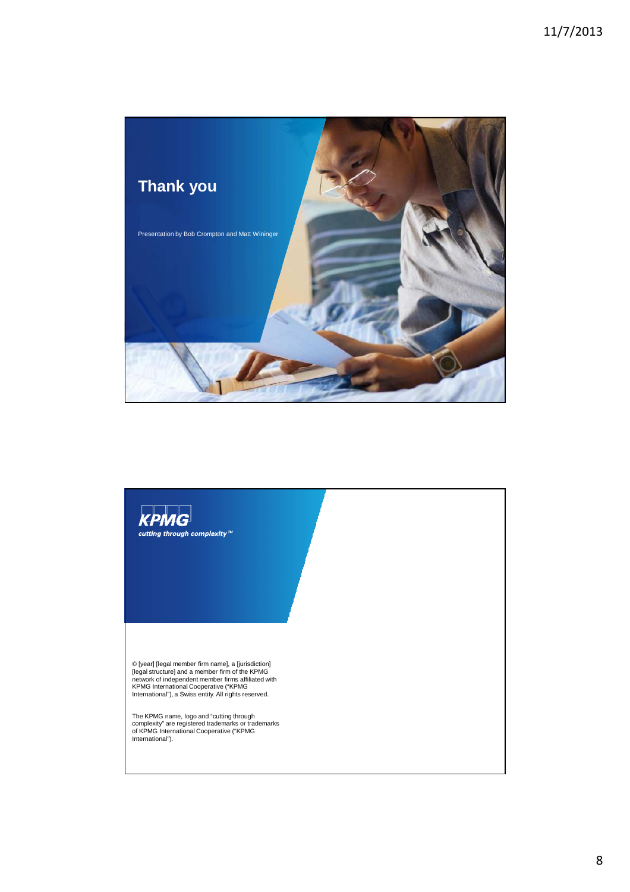# Thank you

Presentation by Bob Crompton and Matt Wininger

KPMG

*cutting through complexity™*

© [year] [legal member firm name], a [jurisdiction] [legal structure] and a member firm of the KPMG network of independent member firms affiliated with KPMG International Cooperative ("KPMG International"), a Swiss entity. All rights reserved.

The KPMG name, logo and "cutting through complexity" are registered trademarks or trademarks of KPMG International Cooperative ("KPMG International").